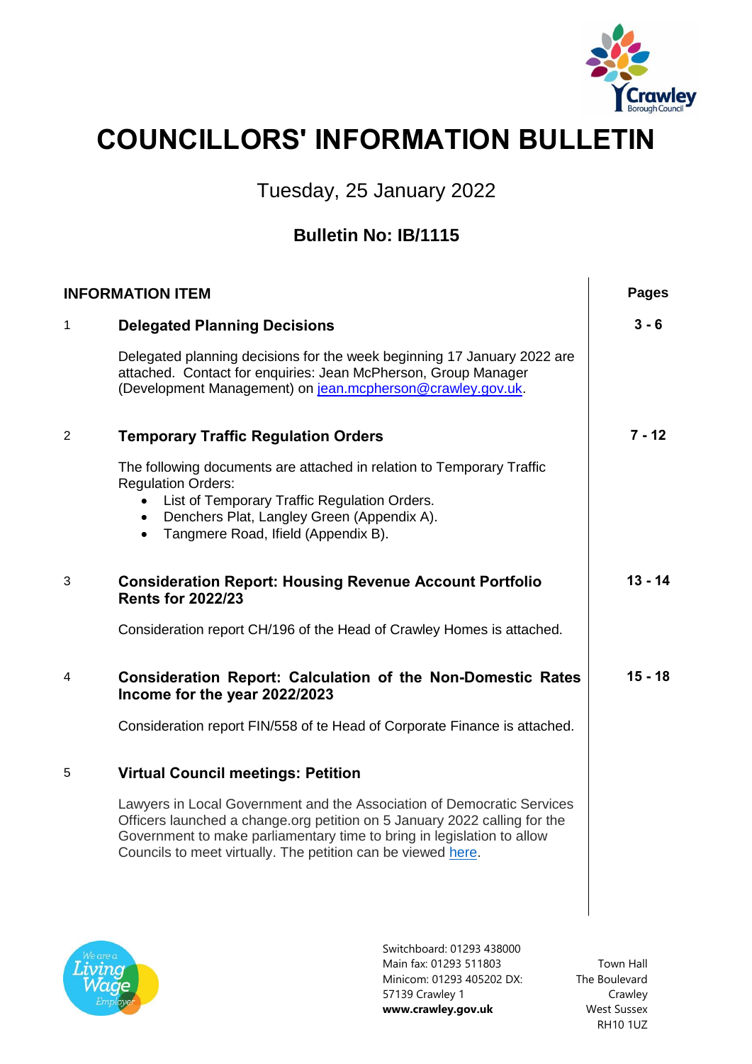# COUNCILLORS' INFORMATION BULLETIN

Tuesday, 25 January 2022

**Bulletin No: IB/1115**

| | INFORMATION ITEM | Pages |
|---|---|---|
| 1 | **Delegated Planning Decisions**<br><br>Delegated planning decisions for the week beginning 17 January 2022 are attached. Contact for enquiries: Jean McPherson, Group Manager (Development Management) on jean.mcpherson@crawley.gov.uk. | **3 - 6** |
| 2 | **Temporary Traffic Regulation Orders**<br><br>The following documents are attached in relation to Temporary Traffic Regulation Orders:<br>• List of Temporary Traffic Regulation Orders.<br>• Denchers Plat, Langley Green (Appendix A).<br>• Tangmere Road, Ifield (Appendix B). | **7 - 12** |
| 3 | **Consideration Report: Housing Revenue Account Portfolio Rents for 2022/23**<br><br>Consideration report CH/196 of the Head of Crawley Homes is attached. | **13 - 14** |
| 4 | **Consideration Report: Calculation of the Non-Domestic Rates Income for the year 2022/2023**<br><br>Consideration report FIN/558 of te Head of Corporate Finance is attached. | **15 - 18** |
| 5 | **Virtual Council meetings: Petition**<br><br>Lawyers in Local Government and the Association of Democratic Services Officers launched a change.org petition on 5 January 2022 calling for the Government to make parliamentary time to bring in legislation to allow Councils to meet virtually. The petition can be viewed here. | |

Switchboard: 01293 438000
Main fax: 01293 511803
Minicom: 01293 405202 DX: 57139 Crawley 1
**www.crawley.gov.uk**

Town Hall
The Boulevard
Crawley
West Sussex
RH10 1UZ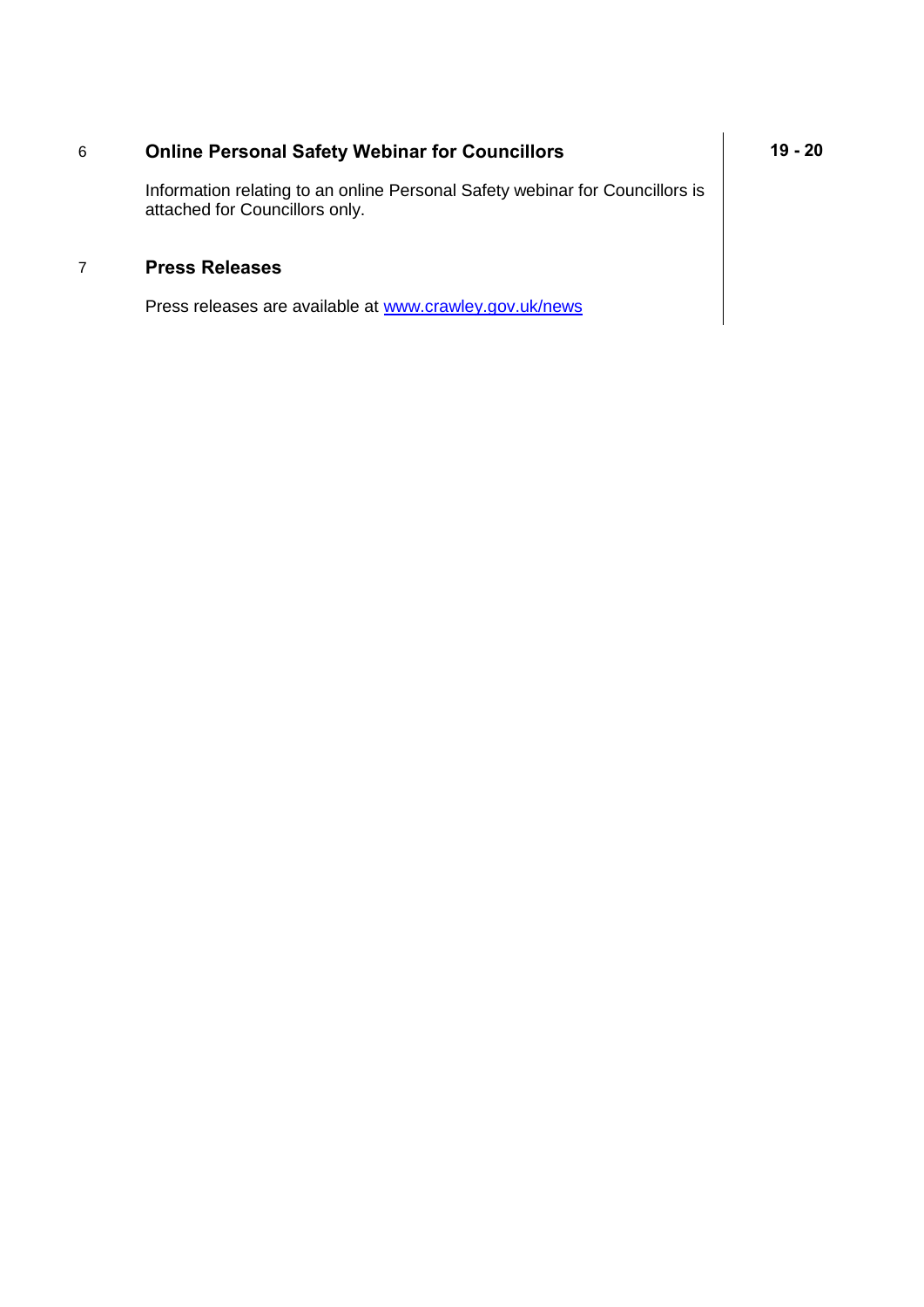| | | |
|---|---|---|
| 6 | **Online Personal Safety Webinar for Councillors**<br><br>Information relating to an online Personal Safety webinar for Councillors is attached for Councillors only. | **19 - 20** |
| 7 | **Press Releases**<br><br>Press releases are available at [www.crawley.gov.uk/news](http://www.crawley.gov.uk/news) | |